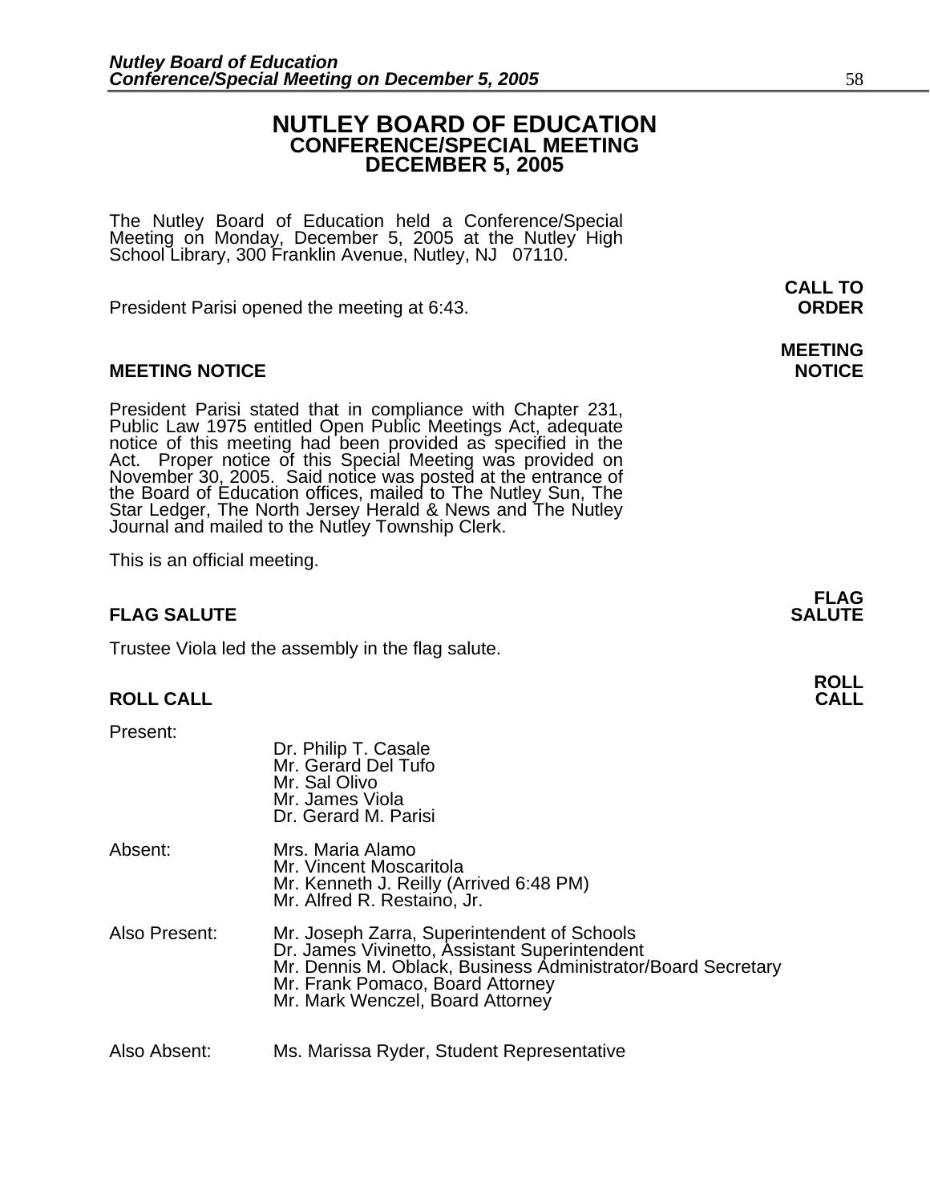# NUTLEY BOARD OF EDUCATION
## CONFERENCE/SPECIAL MEETING
## DECEMBER 5, 2005

The Nutley Board of Education held a Conference/Special Meeting on Monday, December 5, 2005 at the Nutley High School Library, 300 Franklin Avenue, Nutley, NJ 07110.

**CALL TO ORDER**

President Parisi opened the meeting at 6:43.

**MEETING NOTICE**

President Parisi stated that in compliance with Chapter 231, Public Law 1975 entitled Open Public Meetings Act, adequate notice of this meeting had been provided as specified in the Act. Proper notice of this Special Meeting was provided on November 30, 2005. Said notice was posted at the entrance of the Board of Education offices, mailed to The Nutley Sun, The Star Ledger, The North Jersey Herald & News and The Nutley Journal and mailed to the Nutley Township Clerk.

This is an official meeting.

**FLAG SALUTE**

Trustee Viola led the assembly in the flag salute.

**ROLL CALL**

Present:
- Dr. Philip T. Casale
- Mr. Gerard Del Tufo
- Mr. Sal Olivo
- Mr. James Viola
- Dr. Gerard M. Parisi

Absent:
- Mrs. Maria Alamo
- Mr. Vincent Moscaritola
- Mr. Kenneth J. Reilly (Arrived 6:48 PM)
- Mr. Alfred R. Restaino, Jr.

Also Present:
- Mr. Joseph Zarra, Superintendent of Schools
- Dr. James Vivinetto, Assistant Superintendent
- Mr. Dennis M. Oblack, Business Administrator/Board Secretary
- Mr. Frank Pomaco, Board Attorney
- Mr. Mark Wenczel, Board Attorney

Also Absent:
- Ms. Marissa Ryder, Student Representative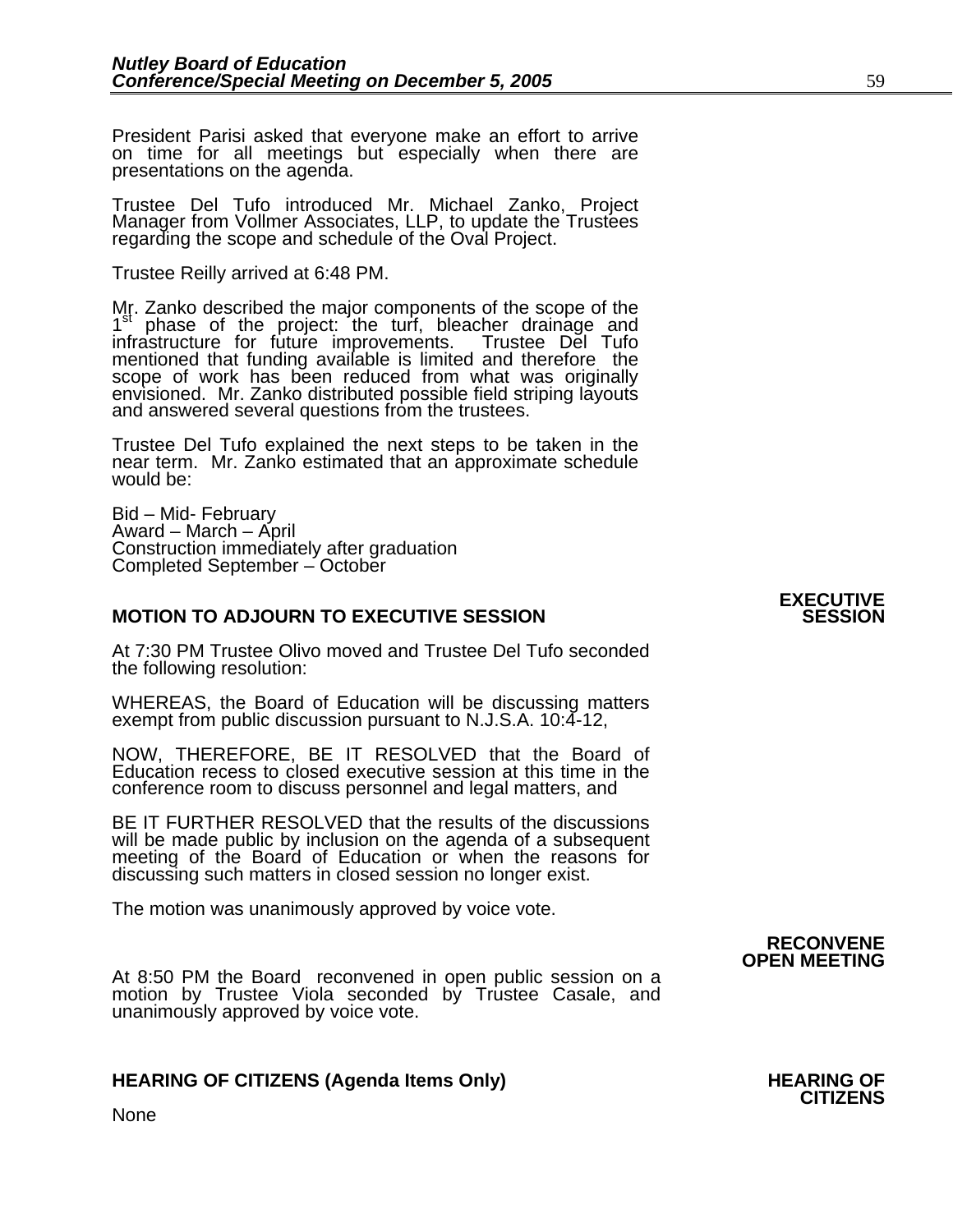President Parisi asked that everyone make an effort to arrive on time for all meetings but especially when there are presentations on the agenda.

Trustee Del Tufo introduced Mr. Michael Zanko, Project Manager from Vollmer Associates, LLP, to update the Trustees regarding the scope and schedule of the Oval Project.

Trustee Reilly arrived at 6:48 PM.

Mr. Zanko described the major components of the scope of the 1st phase of the project: the turf, bleacher drainage and infrastructure for future improvements. Trustee Del Tufo mentioned that funding available is limited and therefore the scope of work has been reduced from what was originally envisioned. Mr. Zanko distributed possible field striping layouts and answered several questions from the trustees.

Trustee Del Tufo explained the next steps to be taken in the near term. Mr. Zanko estimated that an approximate schedule would be:

Bid – Mid- February
Award – March – April
Construction immediately after graduation
Completed September – October

## MOTION TO ADJOURN TO EXECUTIVE SESSION

**EXECUTIVE SESSION**

At 7:30 PM Trustee Olivo moved and Trustee Del Tufo seconded the following resolution:

WHEREAS, the Board of Education will be discussing matters exempt from public discussion pursuant to N.J.S.A. 10:4-12,

NOW, THEREFORE, BE IT RESOLVED that the Board of Education recess to closed executive session at this time in the conference room to discuss personnel and legal matters, and

BE IT FURTHER RESOLVED that the results of the discussions will be made public by inclusion on the agenda of a subsequent meeting of the Board of Education or when the reasons for discussing such matters in closed session no longer exist.

The motion was unanimously approved by voice vote.

**RECONVENE OPEN MEETING**

At 8:50 PM the Board reconvened in open public session on a motion by Trustee Viola seconded by Trustee Casale, and unanimously approved by voice vote.

## HEARING OF CITIZENS (Agenda Items Only)

**HEARING OF CITIZENS**

None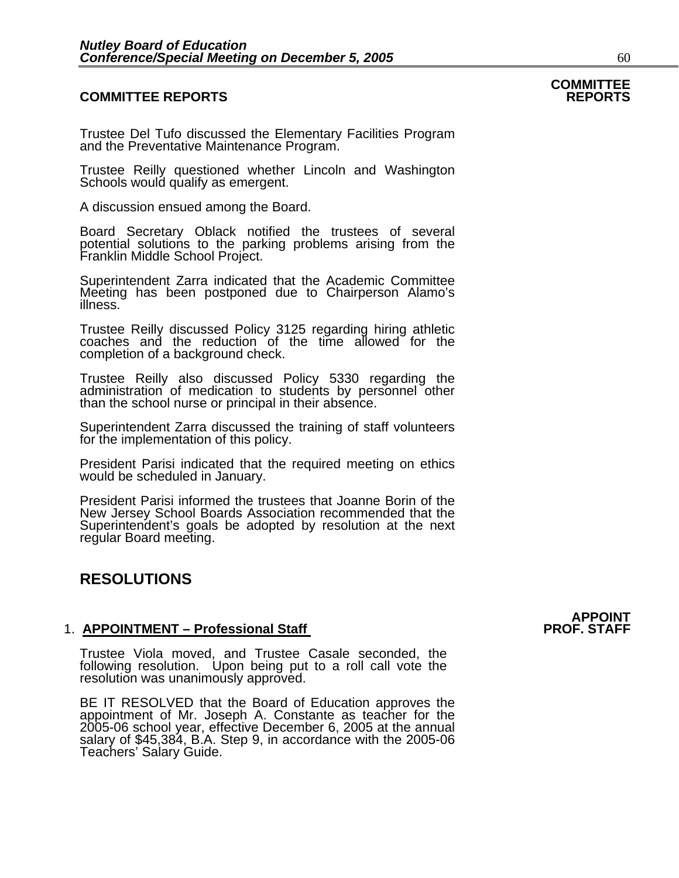## COMMITTEE REPORTS

**COMMITTEE REPORTS**

Trustee Del Tufo discussed the Elementary Facilities Program and the Preventative Maintenance Program.

Trustee Reilly questioned whether Lincoln and Washington Schools would qualify as emergent.

A discussion ensued among the Board.

Board Secretary Oblack notified the trustees of several potential solutions to the parking problems arising from the Franklin Middle School Project.

Superintendent Zarra indicated that the Academic Committee Meeting has been postponed due to Chairperson Alamo's illness.

Trustee Reilly discussed Policy 3125 regarding hiring athletic coaches and the reduction of the time allowed for the completion of a background check.

Trustee Reilly also discussed Policy 5330 regarding the administration of medication to students by personnel other than the school nurse or principal in their absence.

Superintendent Zarra discussed the training of staff volunteers for the implementation of this policy.

President Parisi indicated that the required meeting on ethics would be scheduled in January.

President Parisi informed the trustees that Joanne Borin of the New Jersey School Boards Association recommended that the Superintendent's goals be adopted by resolution at the next regular Board meeting.

# RESOLUTIONS

**APPOINT PROF. STAFF**

1. **APPOINTMENT – Professional Staff**

Trustee Viola moved, and Trustee Casale seconded, the following resolution. Upon being put to a roll call vote the resolution was unanimously approved.

BE IT RESOLVED that the Board of Education approves the appointment of Mr. Joseph A. Constante as teacher for the 2005-06 school year, effective December 6, 2005 at the annual salary of $45,384, B.A. Step 9, in accordance with the 2005-06 Teachers' Salary Guide.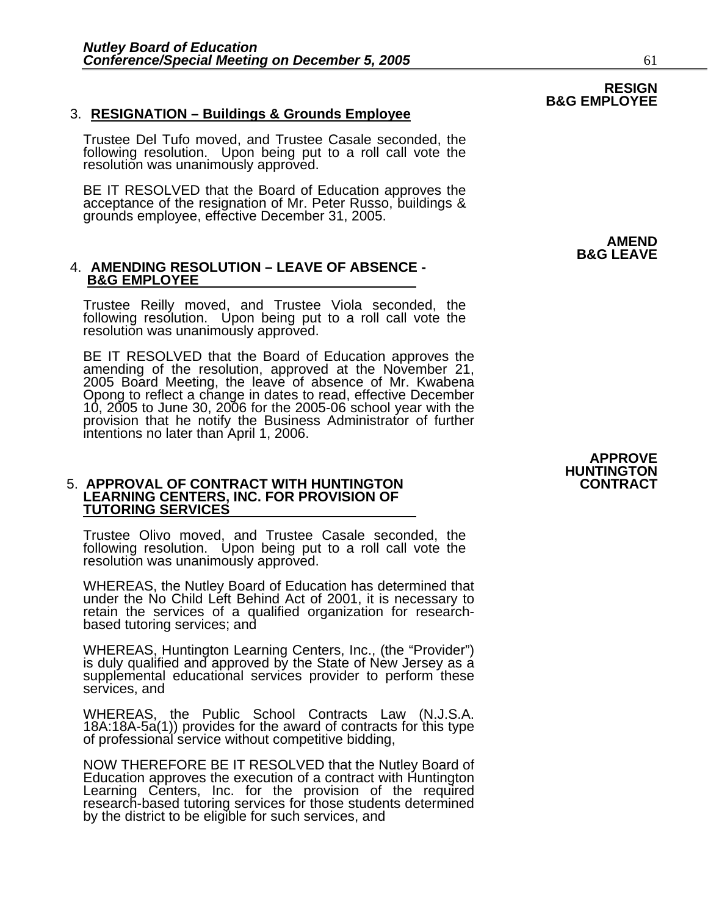**RESIGN B&G EMPLOYEE**

3. **RESIGNATION – Buildings & Grounds Employee**

Trustee Del Tufo moved, and Trustee Casale seconded, the following resolution. Upon being put to a roll call vote the resolution was unanimously approved.

BE IT RESOLVED that the Board of Education approves the acceptance of the resignation of Mr. Peter Russo, buildings & grounds employee, effective December 31, 2005.

**AMEND B&G LEAVE**

4. **AMENDING RESOLUTION – LEAVE OF ABSENCE - B&G EMPLOYEE**

Trustee Reilly moved, and Trustee Viola seconded, the following resolution. Upon being put to a roll call vote the resolution was unanimously approved.

BE IT RESOLVED that the Board of Education approves the amending of the resolution, approved at the November 21, 2005 Board Meeting, the leave of absence of Mr. Kwabena Opong to reflect a change in dates to read, effective December 10, 2005 to June 30, 2006 for the 2005-06 school year with the provision that he notify the Business Administrator of further intentions no later than April 1, 2006.

**APPROVE HUNTINGTON CONTRACT**

5. **APPROVAL OF CONTRACT WITH HUNTINGTON LEARNING CENTERS, INC. FOR PROVISION OF TUTORING SERVICES**

Trustee Olivo moved, and Trustee Casale seconded, the following resolution. Upon being put to a roll call vote the resolution was unanimously approved.

WHEREAS, the Nutley Board of Education has determined that under the No Child Left Behind Act of 2001, it is necessary to retain the services of a qualified organization for research-based tutoring services; and

WHEREAS, Huntington Learning Centers, Inc., (the "Provider") is duly qualified and approved by the State of New Jersey as a supplemental educational services provider to perform these services, and

WHEREAS, the Public School Contracts Law (N.J.S.A. 18A:18A-5a(1)) provides for the award of contracts for this type of professional service without competitive bidding,

NOW THEREFORE BE IT RESOLVED that the Nutley Board of Education approves the execution of a contract with Huntington Learning Centers, Inc. for the provision of the required research-based tutoring services for those students determined by the district to be eligible for such services, and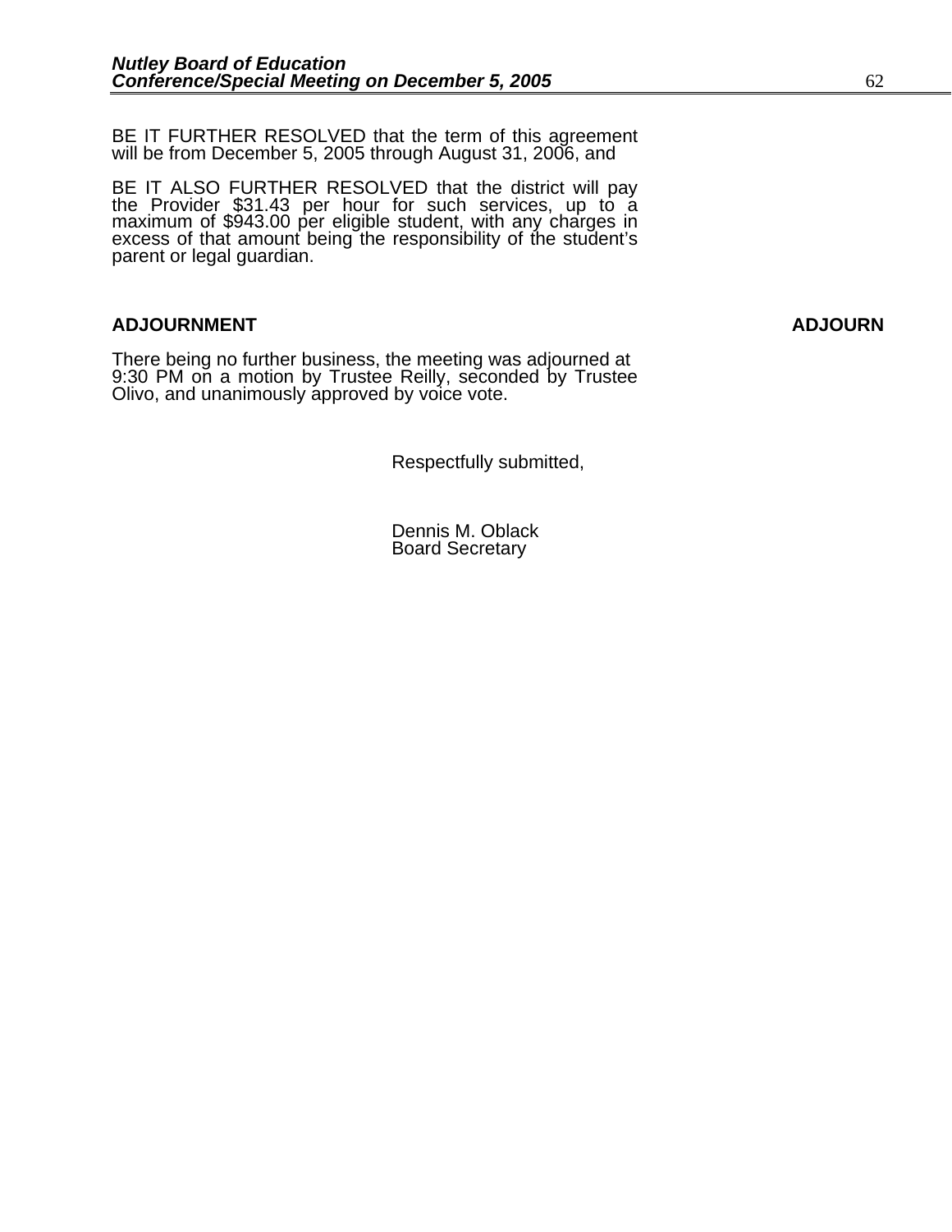BE IT FURTHER RESOLVED that the term of this agreement will be from December 5, 2005 through August 31, 2006, and

BE IT ALSO FURTHER RESOLVED that the district will pay the Provider $31.43 per hour for such services, up to a maximum of $943.00 per eligible student, with any charges in excess of that amount being the responsibility of the student's parent or legal guardian.

**ADJOURNMENT** **ADJOURN**

There being no further business, the meeting was adjourned at 9:30 PM on a motion by Trustee Reilly, seconded by Trustee Olivo, and unanimously approved by voice vote.

Respectfully submitted,

Dennis M. Oblack
Board Secretary